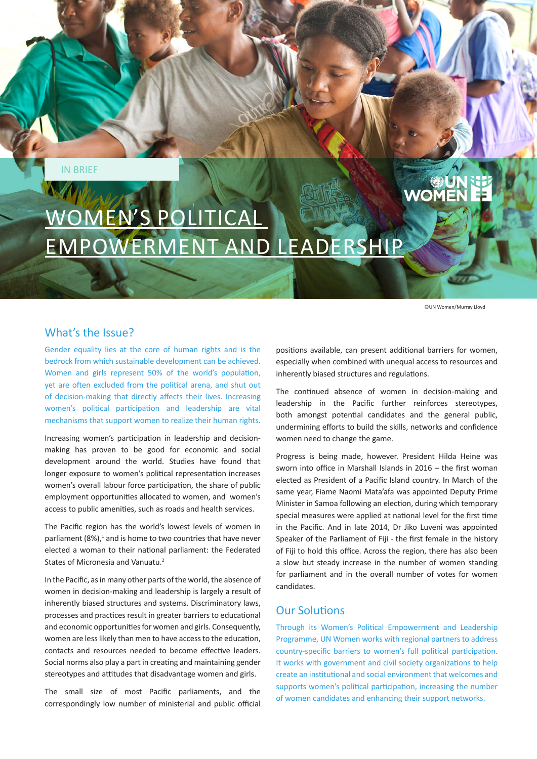IN BRIEF

# WOMEN'S POLITICAL EMPOWERMENT AND LEADERSHIP

©UN Women/Murray Lloyd

## What's the Issue?

Gender equality lies at the core of human rights and is the bedrock from which sustainable development can be achieved. Women and girls represent 50% of the world's population, yet are often excluded from the political arena, and shut out of decision-making that directly affects their lives. Increasing women's political participation and leadership are vital mechanisms that support women to realize their human rights.

Increasing women's participation in leadership and decision-making has proven to be good for economic and social development around the world. Studies have found that longer exposure to women's political representation increases women's overall labour force participation, the share of public employment opportunities allocated to women, and women's access to public amenities, such as roads and health services.

The Pacific region has the world's lowest levels of women in parliament (8%),[1] and is home to two countries that have never elected a woman to their national parliament: the Federated States of Micronesia and Vanuatu.[2]

In the Pacific, as in many other parts of the world, the absence of women in decision-making and leadership is largely a result of inherently biased structures and systems. Discriminatory laws, processes and practices result in greater barriers to educational and economic opportunities for women and girls. Consequently, women are less likely than men to have access to the education, contacts and resources needed to become effective leaders. Social norms also play a part in creating and maintaining gender stereotypes and attitudes that disadvantage women and girls.

The small size of most Pacific parliaments, and the correspondingly low number of ministerial and public official positions available, can present additional barriers for women, especially when combined with unequal access to resources and inherently biased structures and regulations.

The continued absence of women in decision-making and leadership in the Pacific further reinforces stereotypes, both amongst potential candidates and the general public, undermining efforts to build the skills, networks and confidence women need to change the game.

Progress is being made, however. President Hilda Heine was sworn into office in Marshall Islands in 2016 – the first woman elected as President of a Pacific Island country. In March of the same year, Fiame Naomi Mata'afa was appointed Deputy Prime Minister in Samoa following an election, during which temporary special measures were applied at national level for the first time in the Pacific. And in late 2014, Dr Jiko Luveni was appointed Speaker of the Parliament of Fiji - the first female in the history of Fiji to hold this office. Across the region, there has also been a slow but steady increase in the number of women standing for parliament and in the overall number of votes for women candidates.

## Our Solutions

Through its Women's Political Empowerment and Leadership Programme, UN Women works with regional partners to address country-specific barriers to women's full political participation. It works with government and civil society organizations to help create an institutional and social environment that welcomes and supports women's political participation, increasing the number of women candidates and enhancing their support networks.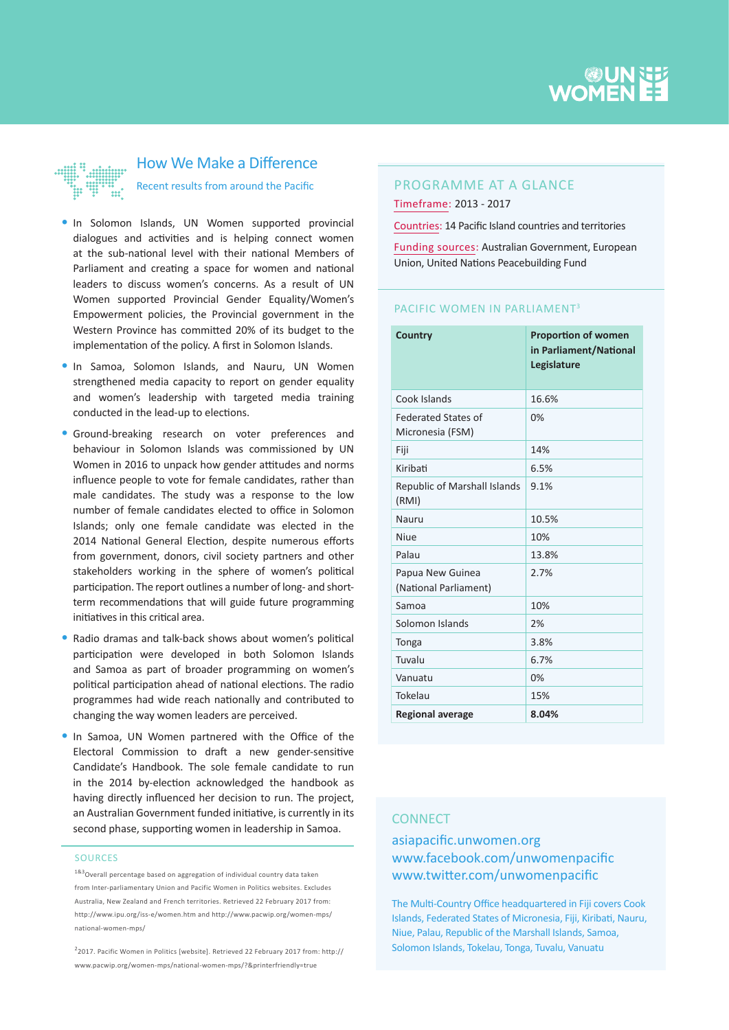## How We Make a Difference

Recent results from around the Pacific

- In Solomon Islands, UN Women supported provincial dialogues and activities and is helping connect women at the sub-national level with their national Members of Parliament and creating a space for women and national leaders to discuss women's concerns. As a result of UN Women supported Provincial Gender Equality/Women's Empowerment policies, the Provincial government in the Western Province has committed 20% of its budget to the implementation of the policy. A first in Solomon Islands.
- In Samoa, Solomon Islands, and Nauru, UN Women strengthened media capacity to report on gender equality and women's leadership with targeted media training conducted in the lead-up to elections.
- Ground-breaking research on voter preferences and behaviour in Solomon Islands was commissioned by UN Women in 2016 to unpack how gender attitudes and norms influence people to vote for female candidates, rather than male candidates. The study was a response to the low number of female candidates elected to office in Solomon Islands; only one female candidate was elected in the 2014 National General Election, despite numerous efforts from government, donors, civil society partners and other stakeholders working in the sphere of women's political participation. The report outlines a number of long- and short-term recommendations that will guide future programming initiatives in this critical area.
- Radio dramas and talk-back shows about women's political participation were developed in both Solomon Islands and Samoa as part of broader programming on women's political participation ahead of national elections. The radio programmes had wide reach nationally and contributed to changing the way women leaders are perceived.
- In Samoa, UN Women partnered with the Office of the Electoral Commission to draft a new gender-sensitive Candidate's Handbook. The sole female candidate to run in the 2014 by-election acknowledged the handbook as having directly influenced her decision to run. The project, an Australian Government funded initiative, is currently in its second phase, supporting women in leadership in Samoa.

### SOURCES

[1&3]Overall percentage based on aggregation of individual country data taken from Inter-parliamentary Union and Pacific Women in Politics websites. Excludes Australia, New Zealand and French territories. Retrieved 22 February 2017 from: http://www.ipu.org/iss-e/women.htm and http://www.pacwip.org/women-mps/national-women-mps/

[2]2017. Pacific Women in Politics [website]. Retrieved 22 February 2017 from: http://www.pacwip.org/women-mps/national-women-mps/?&printerfriendly=true

## PROGRAMME AT A GLANCE

Timeframe: 2013 - 2017

Countries: 14 Pacific Island countries and territories

Funding sources: Australian Government, European Union, United Nations Peacebuilding Fund

## PACIFIC WOMEN IN PARLIAMENT[3]

| Country | Proportion of women in Parliament/National Legislature |
|---|---|
| Cook Islands | 16.6% |
| Federated States of Micronesia (FSM) | 0% |
| Fiji | 14% |
| Kiribati | 6.5% |
| Republic of Marshall Islands (RMI) | 9.1% |
| Nauru | 10.5% |
| Niue | 10% |
| Palau | 13.8% |
| Papua New Guinea (National Parliament) | 2.7% |
| Samoa | 10% |
| Solomon Islands | 2% |
| Tonga | 3.8% |
| Tuvalu | 6.7% |
| Vanuatu | 0% |
| Tokelau | 15% |
| **Regional average** | **8.04%** |

## CONNECT

asiapacific.unwomen.org
www.facebook.com/unwomenpacific
www.twitter.com/unwomenpacific

The Multi-Country Office headquartered in Fiji covers Cook Islands, Federated States of Micronesia, Fiji, Kiribati, Nauru, Niue, Palau, Republic of the Marshall Islands, Samoa, Solomon Islands, Tokelau, Tonga, Tuvalu, Vanuatu